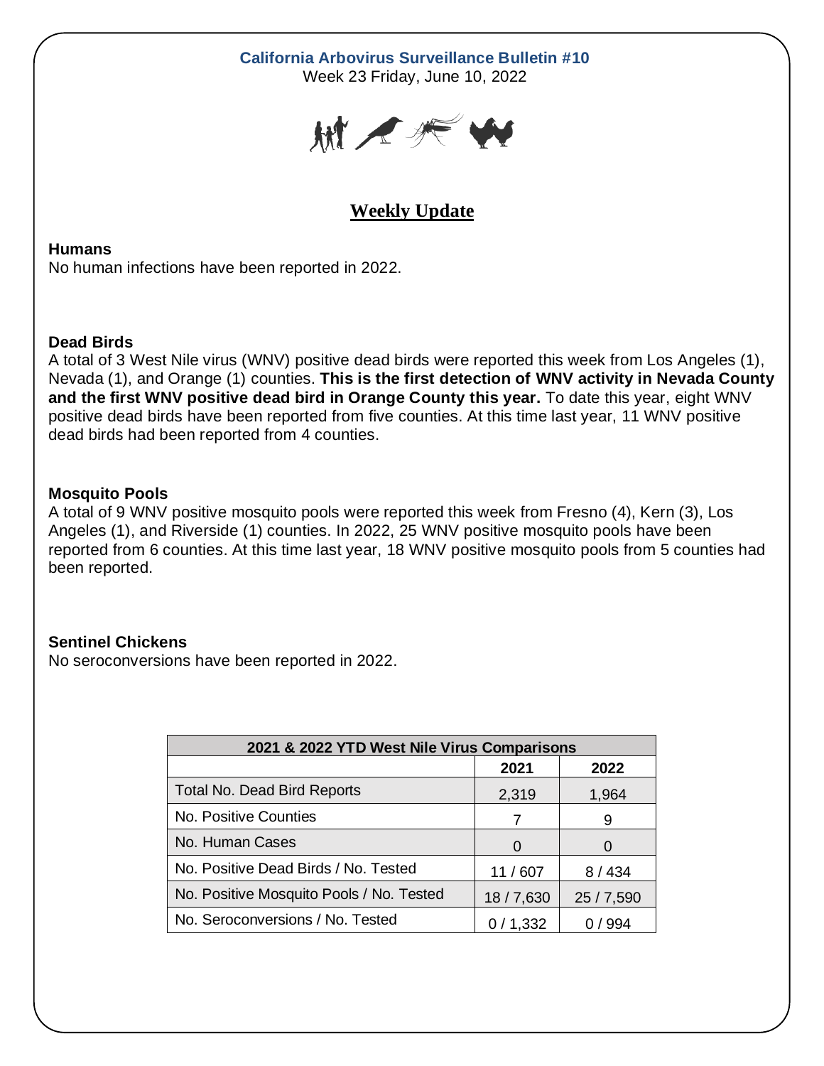**California Arbovirus Surveillance Bulletin #10**
Week 23 Friday, June 10, 2022

## Weekly Update

### Humans

No human infections have been reported in 2022.

### Dead Birds

A total of 3 West Nile virus (WNV) positive dead birds were reported this week from Los Angeles (1), Nevada (1), and Orange (1) counties. **This is the first detection of WNV activity in Nevada County and the first WNV positive dead bird in Orange County this year.** To date this year, eight WNV positive dead birds have been reported from five counties. At this time last year, 11 WNV positive dead birds had been reported from 4 counties.

### Mosquito Pools

A total of 9 WNV positive mosquito pools were reported this week from Fresno (4), Kern (3), Los Angeles (1), and Riverside (1) counties. In 2022, 25 WNV positive mosquito pools have been reported from 6 counties. At this time last year, 18 WNV positive mosquito pools from 5 counties had been reported.

### Sentinel Chickens

No seroconversions have been reported in 2022.

| 2021 & 2022 YTD West Nile Virus Comparisons | | |
|---|---|---|
| | 2021 | 2022 |
| Total No. Dead Bird Reports | 2,319 | 1,964 |
| No. Positive Counties | 7 | 9 |
| No. Human Cases | 0 | 0 |
| No. Positive Dead Birds / No. Tested | 11 / 607 | 8 / 434 |
| No. Positive Mosquito Pools / No. Tested | 18 / 7,630 | 25 / 7,590 |
| No. Seroconversions / No. Tested | 0 / 1,332 | 0 / 994 |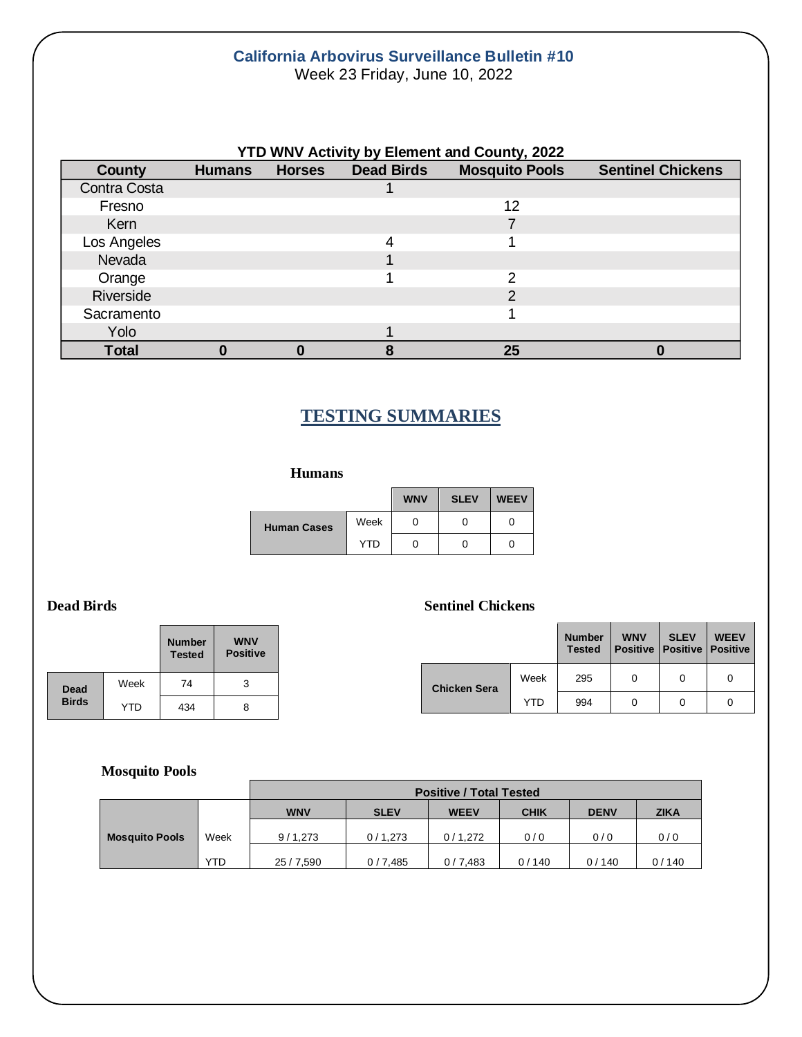# California Arbovirus Surveillance Bulletin #10

Week 23 Friday, June 10, 2022

### YTD WNV Activity by Element and County, 2022

| County | Humans | Horses | Dead Birds | Mosquito Pools | Sentinel Chickens |
|---|---|---|---|---|---|
| Contra Costa | | | 1 | | |
| Fresno | | | | 12 | |
| Kern | | | | 7 | |
| Los Angeles | | | 4 | 1 | |
| Nevada | | | 1 | | |
| Orange | | | 1 | 2 | |
| Riverside | | | | 2 | |
| Sacramento | | | | 1 | |
| Yolo | | | 1 | | |
| **Total** | **0** | **0** | **8** | **25** | **0** |

## TESTING SUMMARIES

### Humans

| | | WNV | SLEV | WEEV |
|---|---|---|---|---|
| Human Cases | Week | 0 | 0 | 0 |
| | YTD | 0 | 0 | 0 |

### Dead Birds

| | | Number Tested | WNV Positive |
|---|---|---|---|
| Dead Birds | Week | 74 | 3 |
| | YTD | 434 | 8 |

### Sentinel Chickens

| | | Number Tested | WNV Positive | SLEV Positive | WEEV Positive |
|---|---|---|---|---|---|
| Chicken Sera | Week | 295 | 0 | 0 | 0 |
| | YTD | 994 | 0 | 0 | 0 |

### Mosquito Pools

| | | Positive / Total Tested | | | | | |
|---|---|---|---|---|---|---|---|
| | | WNV | SLEV | WEEV | CHIK | DENV | ZIKA |
| Mosquito Pools | Week | 9 / 1,273 | 0 / 1,273 | 0 / 1,272 | 0 / 0 | 0 / 0 | 0 / 0 |
| | YTD | 25 / 7,590 | 0 / 7,485 | 0 / 7,483 | 0 / 140 | 0 / 140 | 0 / 140 |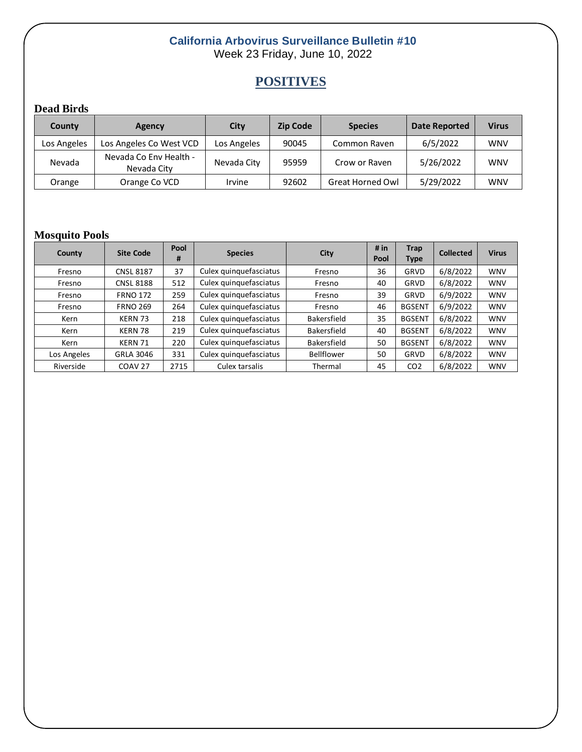# California Arbovirus Surveillance Bulletin #10

Week 23 Friday, June 10, 2022

## POSITIVES

### Dead Birds

| County | Agency | City | Zip Code | Species | Date Reported | Virus |
|---|---|---|---|---|---|---|
| Los Angeles | Los Angeles Co West VCD | Los Angeles | 90045 | Common Raven | 6/5/2022 | WNV |
| Nevada | Nevada Co Env Health - Nevada City | Nevada City | 95959 | Crow or Raven | 5/26/2022 | WNV |
| Orange | Orange Co VCD | Irvine | 92602 | Great Horned Owl | 5/29/2022 | WNV |

### Mosquito Pools

| County | Site Code | Pool # | Species | City | # in Pool | Trap Type | Collected | Virus |
|---|---|---|---|---|---|---|---|---|
| Fresno | CNSL 8187 | 37 | Culex quinquefasciatus | Fresno | 36 | GRVD | 6/8/2022 | WNV |
| Fresno | CNSL 8188 | 512 | Culex quinquefasciatus | Fresno | 40 | GRVD | 6/8/2022 | WNV |
| Fresno | FRNO 172 | 259 | Culex quinquefasciatus | Fresno | 39 | GRVD | 6/9/2022 | WNV |
| Fresno | FRNO 269 | 264 | Culex quinquefasciatus | Fresno | 46 | BGSENT | 6/9/2022 | WNV |
| Kern | KERN 73 | 218 | Culex quinquefasciatus | Bakersfield | 35 | BGSENT | 6/8/2022 | WNV |
| Kern | KERN 78 | 219 | Culex quinquefasciatus | Bakersfield | 40 | BGSENT | 6/8/2022 | WNV |
| Kern | KERN 71 | 220 | Culex quinquefasciatus | Bakersfield | 50 | BGSENT | 6/8/2022 | WNV |
| Los Angeles | GRLA 3046 | 331 | Culex quinquefasciatus | Bellflower | 50 | GRVD | 6/8/2022 | WNV |
| Riverside | COAV 27 | 2715 | Culex tarsalis | Thermal | 45 | $CO_2$ | 6/8/2022 | WNV |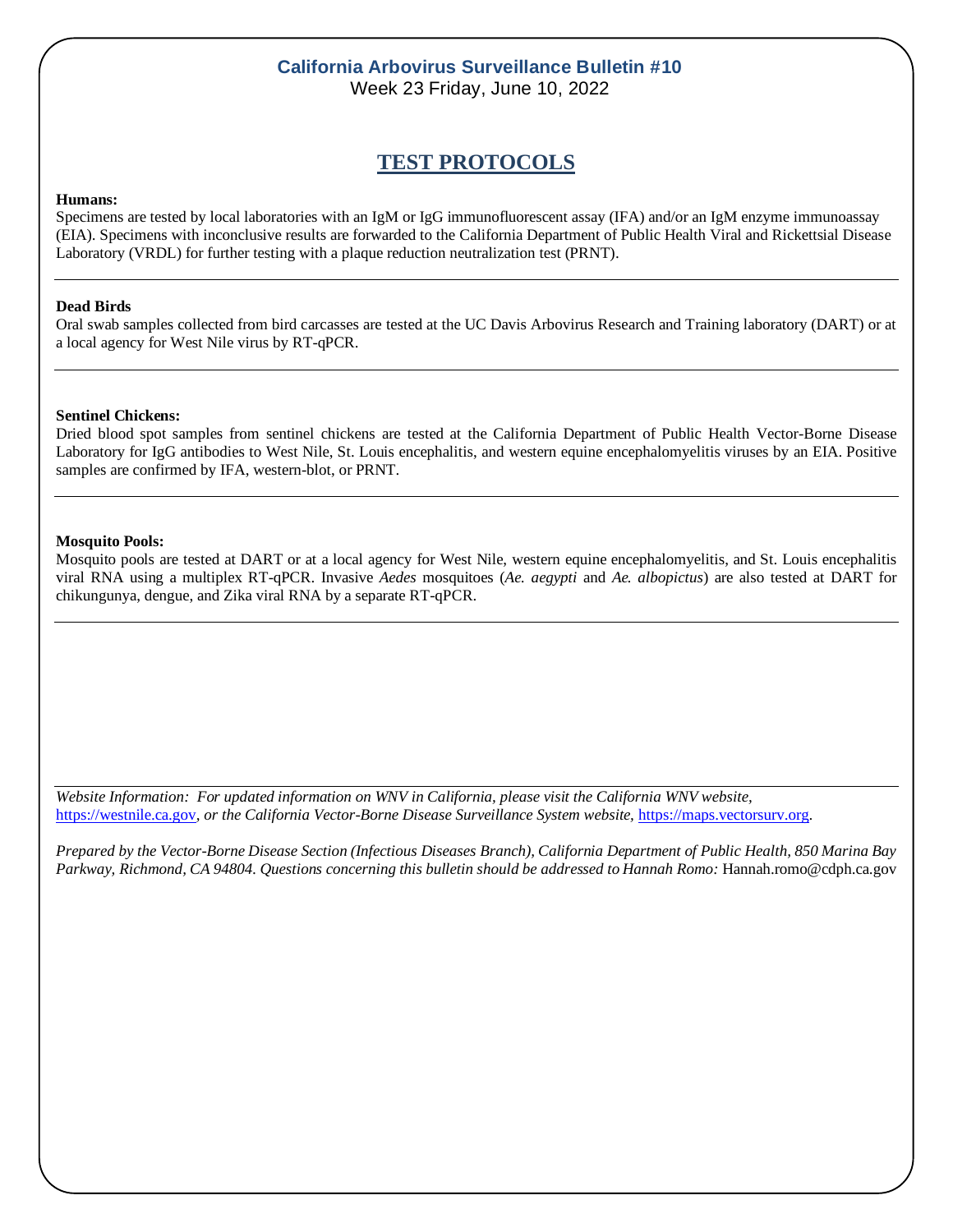**California Arbovirus Surveillance Bulletin #10**
Week 23 Friday, June 10, 2022

# TEST PROTOCOLS

**Humans:**
Specimens are tested by local laboratories with an IgM or IgG immunofluorescent assay (IFA) and/or an IgM enzyme immunoassay (EIA). Specimens with inconclusive results are forwarded to the California Department of Public Health Viral and Rickettsial Disease Laboratory (VRDL) for further testing with a plaque reduction neutralization test (PRNT).

---

**Dead Birds**
Oral swab samples collected from bird carcasses are tested at the UC Davis Arbovirus Research and Training laboratory (DART) or at a local agency for West Nile virus by RT-qPCR.

---

**Sentinel Chickens:**
Dried blood spot samples from sentinel chickens are tested at the California Department of Public Health Vector-Borne Disease Laboratory for IgG antibodies to West Nile, St. Louis encephalitis, and western equine encephalomyelitis viruses by an EIA. Positive samples are confirmed by IFA, western-blot, or PRNT.

---

**Mosquito Pools:**
Mosquito pools are tested at DART or at a local agency for West Nile, western equine encephalomyelitis, and St. Louis encephalitis viral RNA using a multiplex RT-qPCR. Invasive *Aedes* mosquitoes (*Ae. aegypti* and *Ae. albopictus*) are also tested at DART for chikungunya, dengue, and Zika viral RNA by a separate RT-qPCR.

---

*Website Information: For updated information on WNV in California, please visit the California WNV website,* https://westnile.ca.gov*, or the California Vector-Borne Disease Surveillance System website,* https://maps.vectorsurv.org.

*Prepared by the Vector-Borne Disease Section (Infectious Diseases Branch), California Department of Public Health, 850 Marina Bay Parkway, Richmond, CA 94804. Questions concerning this bulletin should be addressed to Hannah Romo:* Hannah.romo@cdph.ca.gov